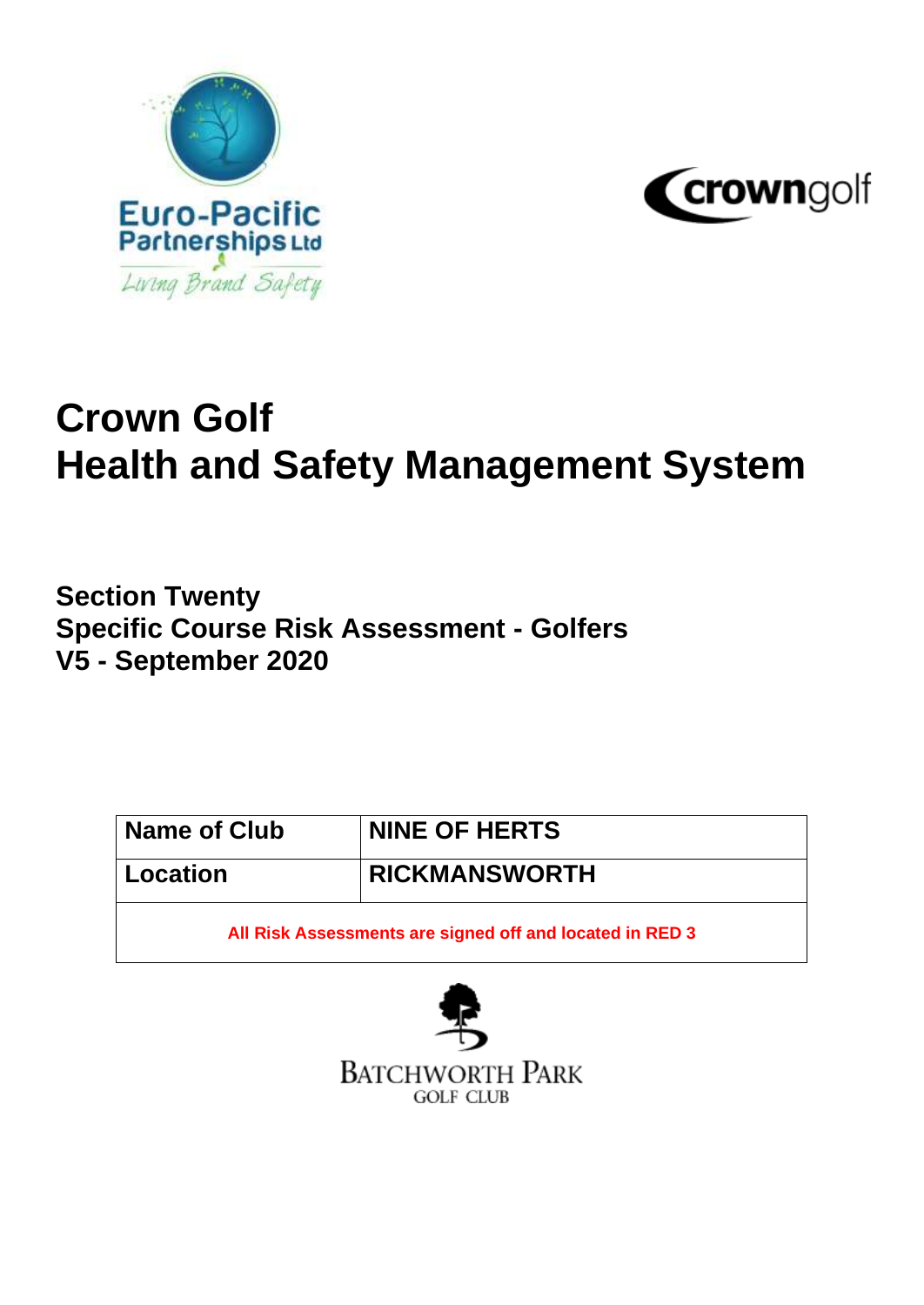Euro-Pacific Partnerships Ltd

*Living Brand Safety*

crowngolf

# Crown Golf
# Health and Safety Management System

## Section Twenty
## Specific Course Risk Assessment - Golfers
## V5 - September 2020

| Name of Club | NINE OF HERTS |
|---|---|
| Location | RICKMANSWORTH |
| All Risk Assessments are signed off and located in RED 3 | |

BATCHWORTH PARK
GOLF CLUB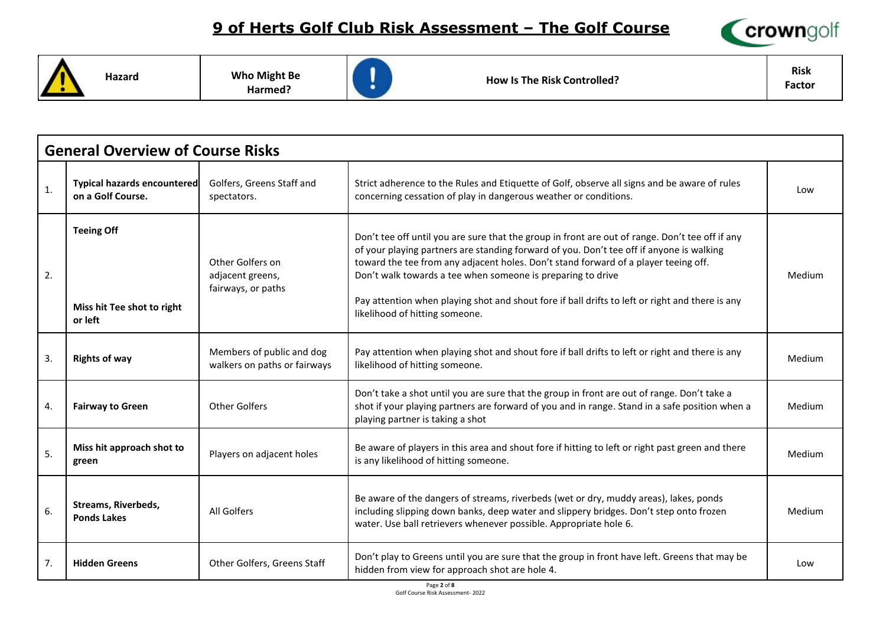# 9 of Herts Golf Club Risk Assessment – The Golf Course

| | Hazard | Who Might Be Harmed? | How Is The Risk Controlled? | Risk Factor |
|---|---|---|---|---|
| **General Overview of Course Risks** | | | | |
| 1. | **Typical hazards encountered on a Golf Course.** | Golfers, Greens Staff and spectators. | Strict adherence to the Rules and Etiquette of Golf, observe all signs and be aware of rules concerning cessation of play in dangerous weather or conditions. | Low |
| 2. | **Teeing Off**<br><br>**Miss hit Tee shot to right or left** | Other Golfers on adjacent greens, fairways, or paths | Don't tee off until you are sure that the group in front are out of range. Don't tee off if any of your playing partners are standing forward of you. Don't tee off if anyone is walking toward the tee from any adjacent holes. Don't stand forward of a player teeing off. Don't walk towards a tee when someone is preparing to drive<br><br>Pay attention when playing shot and shout fore if ball drifts to left or right and there is any likelihood of hitting someone. | Medium |
| 3. | **Rights of way** | Members of public and dog walkers on paths or fairways | Pay attention when playing shot and shout fore if ball drifts to left or right and there is any likelihood of hitting someone. | Medium |
| 4. | **Fairway to Green** | Other Golfers | Don't take a shot until you are sure that the group in front are out of range. Don't take a shot if your playing partners are forward of you and in range. Stand in a safe position when a playing partner is taking a shot | Medium |
| 5. | **Miss hit approach shot to green** | Players on adjacent holes | Be aware of players in this area and shout fore if hitting to left or right past green and there is any likelihood of hitting someone. | Medium |
| 6. | **Streams, Riverbeds, Ponds Lakes** | All Golfers | Be aware of the dangers of streams, riverbeds (wet or dry, muddy areas), lakes, ponds including slipping down banks, deep water and slippery bridges. Don't step onto frozen water. Use ball retrievers whenever possible. Appropriate hole 6. | Medium |
| 7. | **Hidden Greens** | Other Golfers, Greens Staff | Don't play to Greens until you are sure that the group in front have left. Greens that may be hidden from view for approach shot are hole 4. | Low |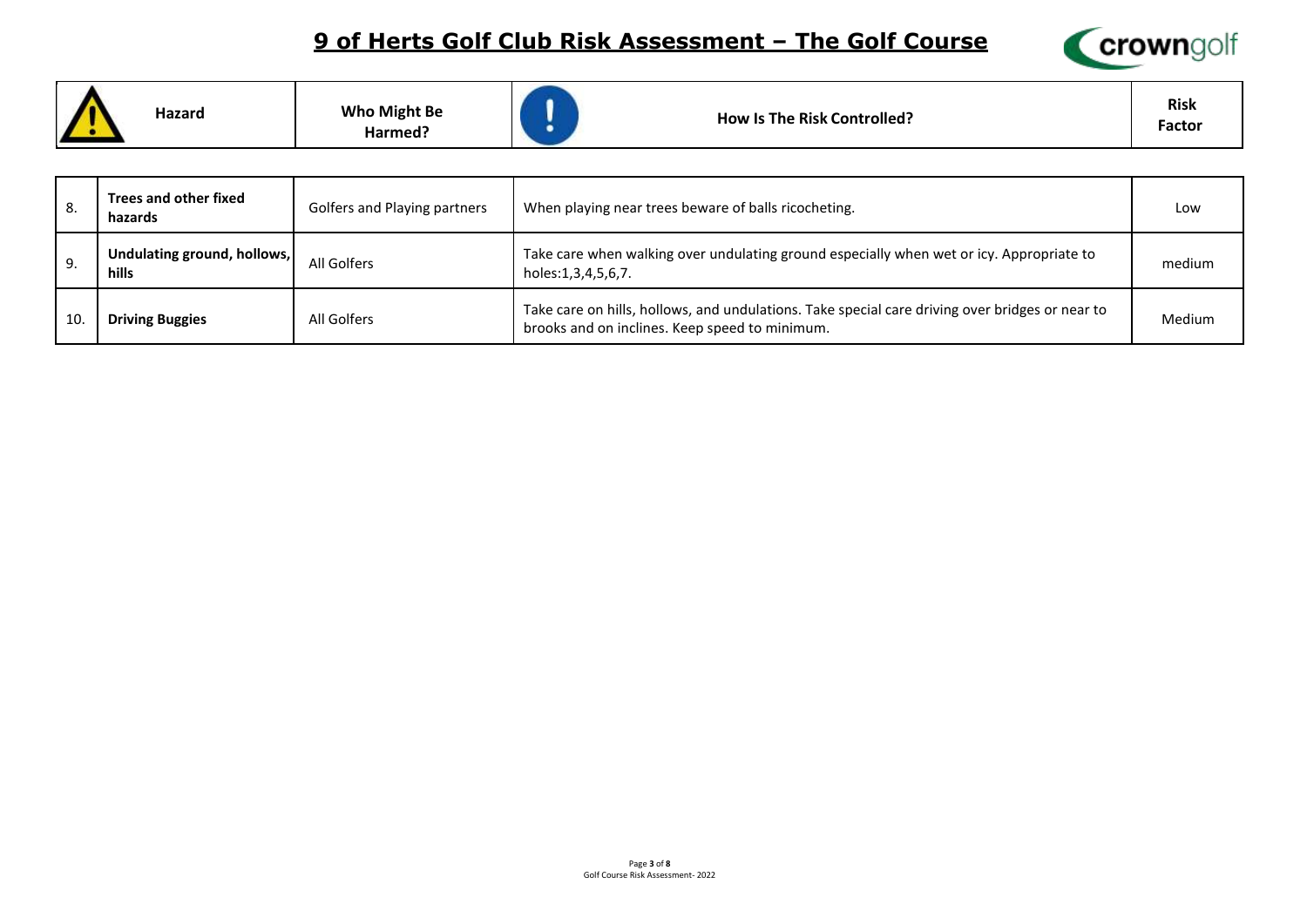// 9 of Herts Golf Club Risk Assessment – The Golf Course

| | Hazard | Who Might Be Harmed? | How Is The Risk Controlled? | Risk Factor |
|---|---|---|---|---|
| 8. | **Trees and other fixed hazards** | Golfers and Playing partners | When playing near trees beware of balls ricocheting. | Low |
| 9. | **Undulating ground, hollows, hills** | All Golfers | Take care when walking over undulating ground especially when wet or icy. Appropriate to holes:1,3,4,5,6,7. | medium |
| 10. | **Driving Buggies** | All Golfers | Take care on hills, hollows, and undulations. Take special care driving over bridges or near to brooks and on inclines. Keep speed to minimum. | Medium |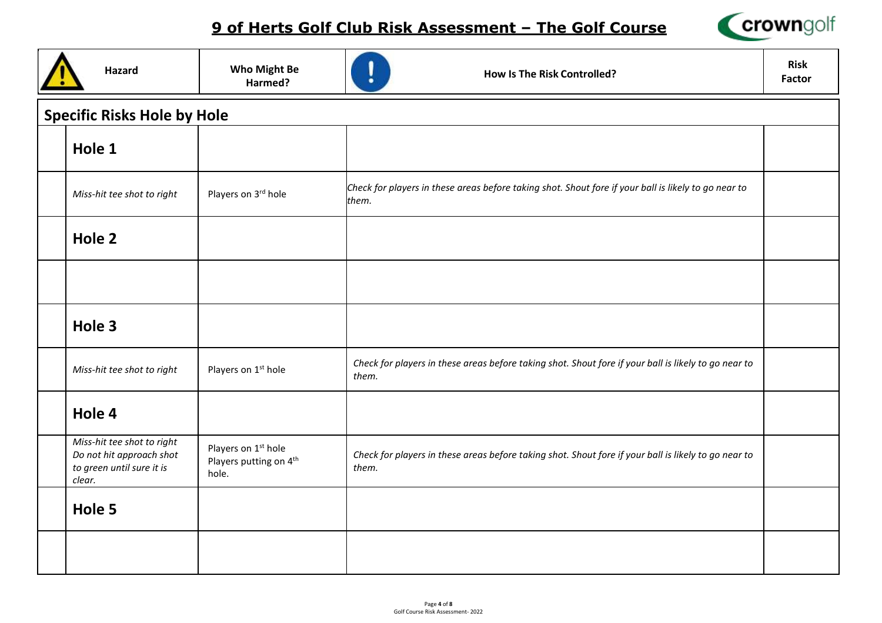# 9 of Herts Golf Club Risk Assessment – The Golf Course

| | Hazard | Who Might Be Harmed? | How Is The Risk Controlled? | Risk Factor |
|---|---|---|---|---|
| **Specific Risks Hole by Hole** | | | | |
| | **Hole 1** | | | |
| | *Miss-hit tee shot to right* | Players on 3rd hole | *Check for players in these areas before taking shot. Shout fore if your ball is likely to go near to them.* | |
| | **Hole 2** | | | |
| | | | | |
| | **Hole 3** | | | |
| | *Miss-hit tee shot to right* | Players on 1st hole | *Check for players in these areas before taking shot. Shout fore if your ball is likely to go near to them.* | |
| | **Hole 4** | | | |
| | *Miss-hit tee shot to right* <br> *Do not hit approach shot to green until sure it is clear.* | Players on 1st hole <br> Players putting on 4th hole. | *Check for players in these areas before taking shot. Shout fore if your ball is likely to go near to them.* | |
| | **Hole 5** | | | |
| | | | | |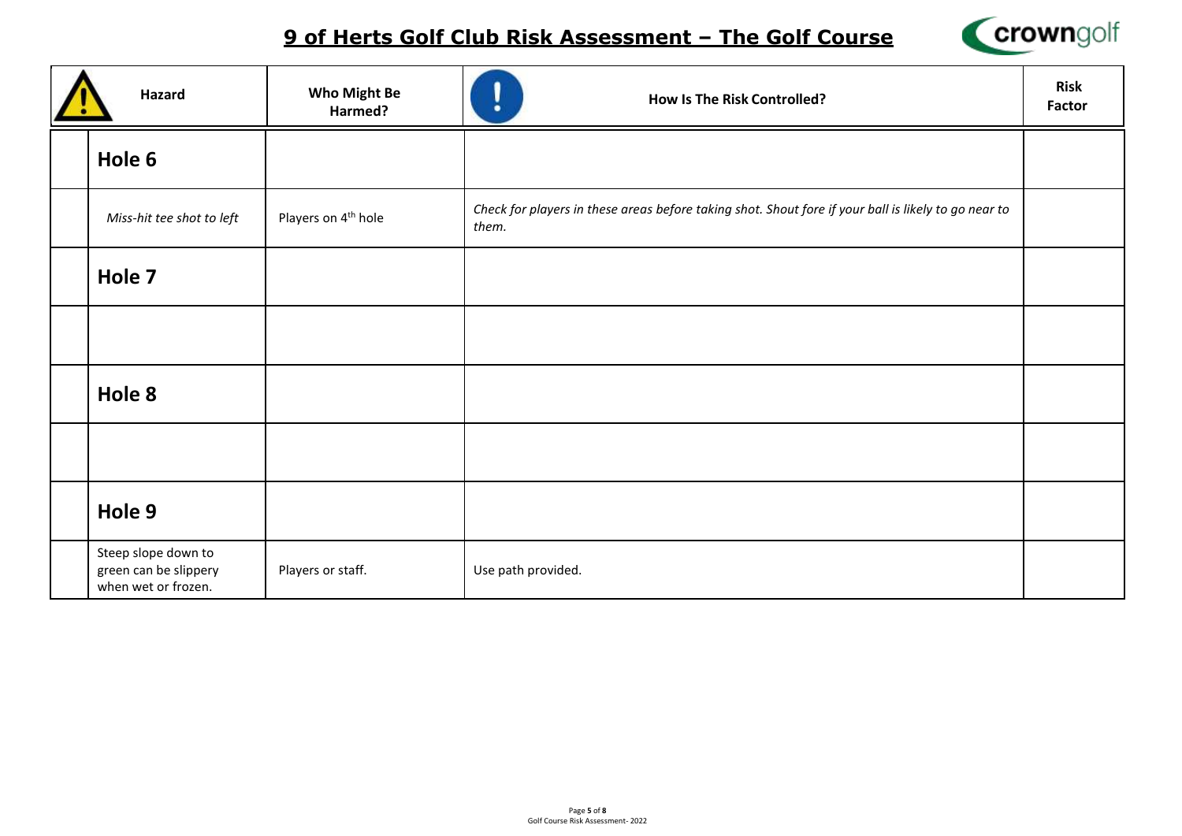# 9 of Herts Golf Club Risk Assessment – The Golf Course

| | Hazard | Who Might Be Harmed? | How Is The Risk Controlled? | Risk Factor |
|---|---|---|---|---|
| | **Hole 6** | | | |
| | *Miss-hit tee shot to left* | Players on 4th hole | *Check for players in these areas before taking shot. Shout fore if your ball is likely to go near to them.* | |
| | **Hole 7** | | | |
| | | | | |
| | **Hole 8** | | | |
| | | | | |
| | **Hole 9** | | | |
| | Steep slope down to green can be slippery when wet or frozen. | Players or staff. | Use path provided. | |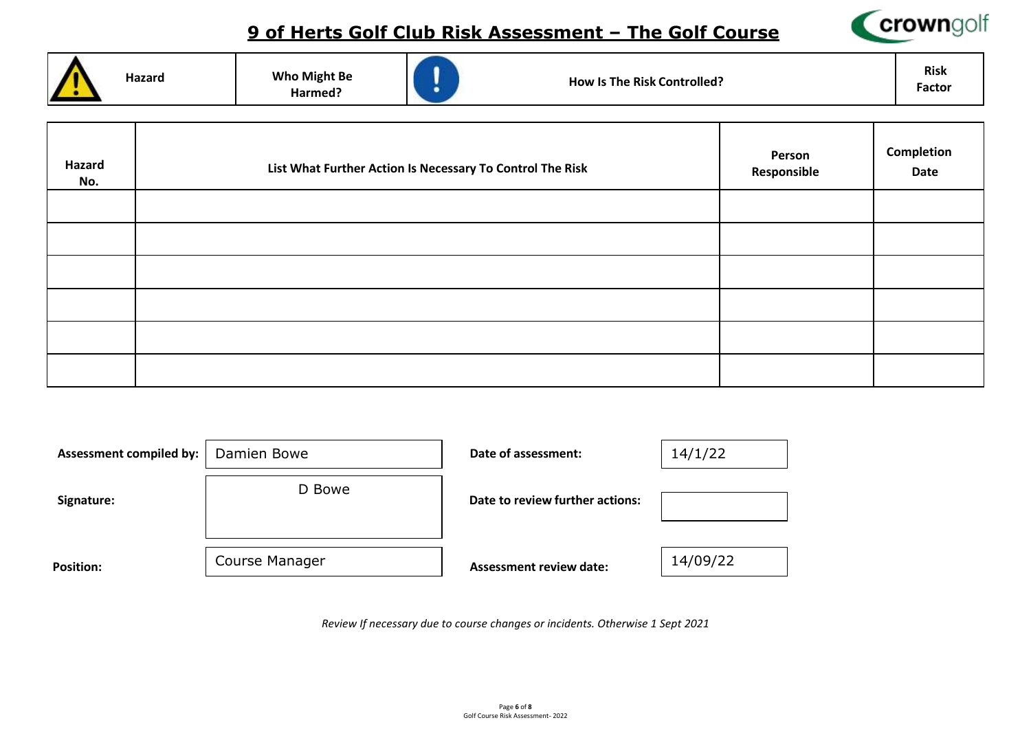# 9 of Herts Golf Club Risk Assessment – The Golf Course

| Hazard | Who Might Be Harmed? | How Is The Risk Controlled? | Risk Factor |
|---|---|---|---|

| Hazard No. | List What Further Action Is Necessary To Control The Risk | Person Responsible | Completion Date |
|---|---|---|---|
| | | | |
| | | | |
| | | | |
| | | | |
| | | | |
| | | | |

| | | | |
|---|---|---|---|
| **Assessment compiled by:** | Damien Bowe | **Date of assessment:** | 14/1/22 |
| **Signature:** | D Bowe | **Date to review further actions:** | |
| **Position:** | Course Manager | **Assessment review date:** | 14/09/22 |

*Review If necessary due to course changes or incidents. Otherwise 1 Sept 2021*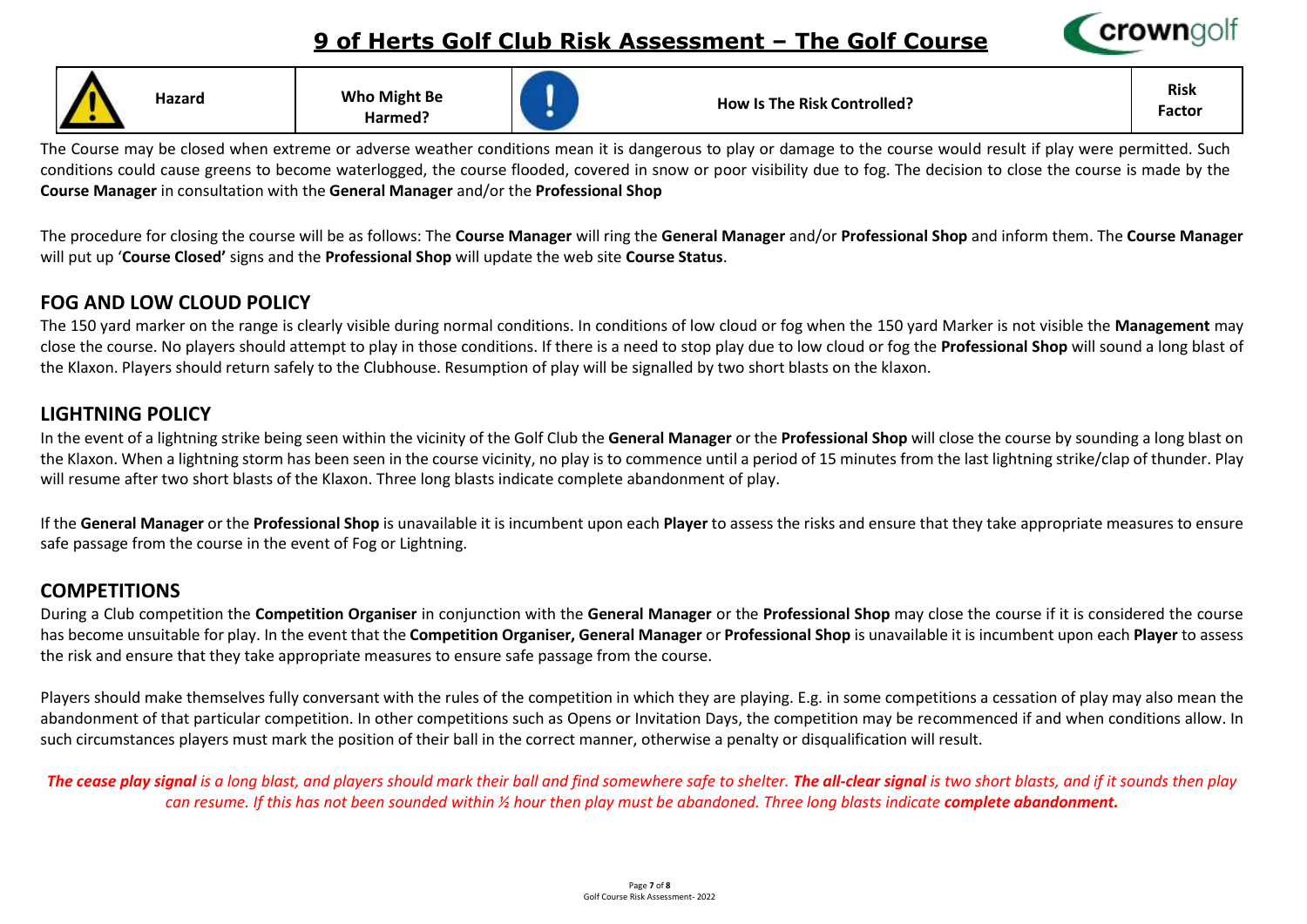# 9 of Herts Golf Club Risk Assessment – The Golf Course

| Hazard | Who Might Be Harmed? | How Is The Risk Controlled? | Risk Factor |
| --- | --- | --- | --- |

The Course may be closed when extreme or adverse weather conditions mean it is dangerous to play or damage to the course would result if play were permitted. Such conditions could cause greens to become waterlogged, the course flooded, covered in snow or poor visibility due to fog. The decision to close the course is made by the **Course Manager** in consultation with the **General Manager** and/or the **Professional Shop**

The procedure for closing the course will be as follows: The **Course Manager** will ring the **General Manager** and/or **Professional Shop** and inform them. The **Course Manager** will put up '**Course Closed'** signs and the **Professional Shop** will update the web site **Course Status**.

## FOG AND LOW CLOUD POLICY

The 150 yard marker on the range is clearly visible during normal conditions. In conditions of low cloud or fog when the 150 yard Marker is not visible the **Management** may close the course. No players should attempt to play in those conditions. If there is a need to stop play due to low cloud or fog the **Professional Shop** will sound a long blast of the Klaxon. Players should return safely to the Clubhouse. Resumption of play will be signalled by two short blasts on the klaxon.

## LIGHTNING POLICY

In the event of a lightning strike being seen within the vicinity of the Golf Club the **General Manager** or the **Professional Shop** will close the course by sounding a long blast on the Klaxon. When a lightning storm has been seen in the course vicinity, no play is to commence until a period of 15 minutes from the last lightning strike/clap of thunder. Play will resume after two short blasts of the Klaxon. Three long blasts indicate complete abandonment of play.

If the **General Manager** or the **Professional Shop** is unavailable it is incumbent upon each **Player** to assess the risks and ensure that they take appropriate measures to ensure safe passage from the course in the event of Fog or Lightning.

## COMPETITIONS

During a Club competition the **Competition Organiser** in conjunction with the **General Manager** or the **Professional Shop** may close the course if it is considered the course has become unsuitable for play. In the event that the **Competition Organiser, General Manager** or **Professional Shop** is unavailable it is incumbent upon each **Player** to assess the risk and ensure that they take appropriate measures to ensure safe passage from the course.

Players should make themselves fully conversant with the rules of the competition in which they are playing. E.g. in some competitions a cessation of play may also mean the abandonment of that particular competition. In other competitions such as Opens or Invitation Days, the competition may be recommenced if and when conditions allow. In such circumstances players must mark the position of their ball in the correct manner, otherwise a penalty or disqualification will result.

*__The cease play signal__ is a long blast, and players should mark their ball and find somewhere safe to shelter. __The all-clear signal__ is two short blasts, and if it sounds then play can resume. If this has not been sounded within ½ hour then play must be abandoned. Three long blasts indicate __complete abandonment.__*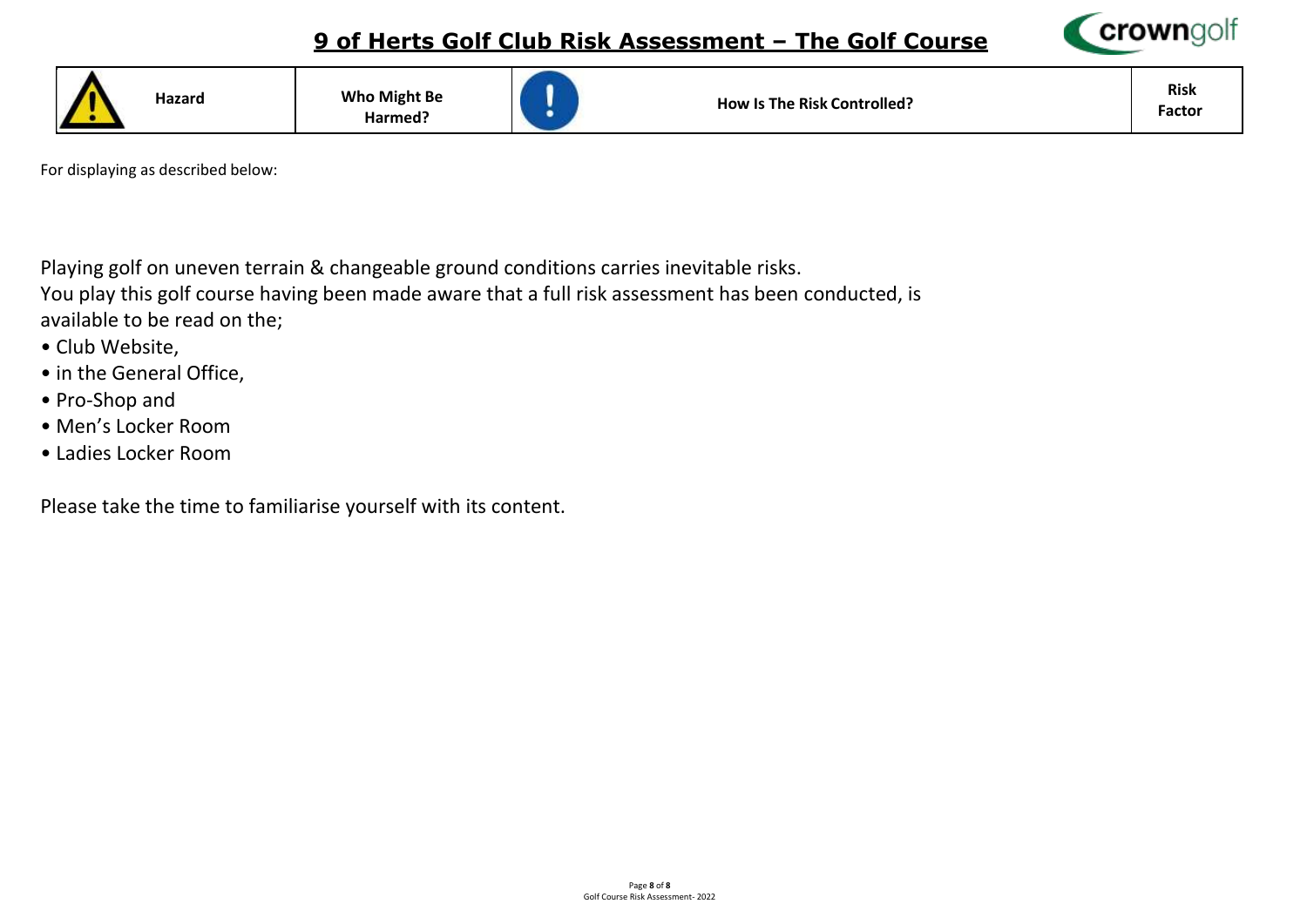# 9 of Herts Golf Club Risk Assessment – The Golf Course

| Hazard | Who Might Be Harmed? | | How Is The Risk Controlled? | Risk Factor |
|---|---|---|---|---|

For displaying as described below:

Playing golf on uneven terrain & changeable ground conditions carries inevitable risks.
You play this golf course having been made aware that a full risk assessment has been conducted, is available to be read on the;

- Club Website,
- in the General Office,
- Pro-Shop and
- Men's Locker Room
- Ladies Locker Room

Please take the time to familiarise yourself with its content.